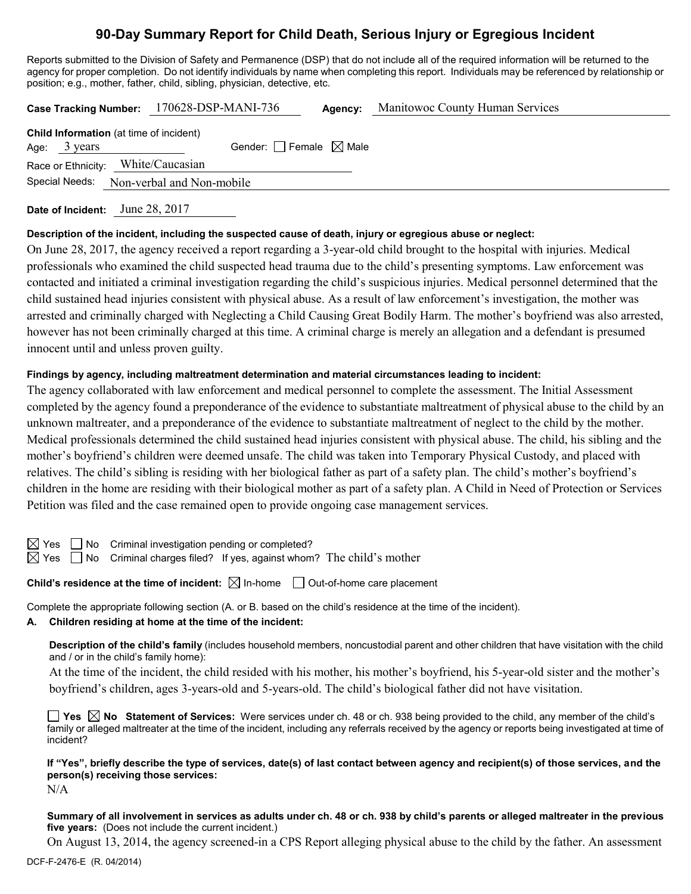# 90-Day Summary Report for Child Death, Serious Injury or Egregious Incident

Reports submitted to the Division of Safety and Permanence (DSP) that do not include all of the required information will be returned to the agency for proper completion. Do not identify individuals by name when completing this report. Individuals may be referenced by relationship or position; e.g., mother, father, child, sibling, physician, detective, etc.

**Case Tracking Number:** 170628-DSP-MANI-736 **Agency:** Manitowoc County Human Services

**Child Information** (at time of incident)
Age: 3 years Gender: ☐ Female ☒ Male
Race or Ethnicity: White/Caucasian
Special Needs: Non-verbal and Non-mobile

**Date of Incident:** June 28, 2017

**Description of the incident, including the suspected cause of death, injury or egregious abuse or neglect:**

On June 28, 2017, the agency received a report regarding a 3-year-old child brought to the hospital with injuries. Medical professionals who examined the child suspected head trauma due to the child's presenting symptoms. Law enforcement was contacted and initiated a criminal investigation regarding the child's suspicious injuries. Medical personnel determined that the child sustained head injuries consistent with physical abuse. As a result of law enforcement's investigation, the mother was arrested and criminally charged with Neglecting a Child Causing Great Bodily Harm. The mother's boyfriend was also arrested, however has not been criminally charged at this time. A criminal charge is merely an allegation and a defendant is presumed innocent until and unless proven guilty.

**Findings by agency, including maltreatment determination and material circumstances leading to incident:**

The agency collaborated with law enforcement and medical personnel to complete the assessment. The Initial Assessment completed by the agency found a preponderance of the evidence to substantiate maltreatment of physical abuse to the child by an unknown maltreater, and a preponderance of the evidence to substantiate maltreatment of neglect to the child by the mother. Medical professionals determined the child sustained head injuries consistent with physical abuse. The child, his sibling and the mother's boyfriend's children were deemed unsafe. The child was taken into Temporary Physical Custody, and placed with relatives. The child's sibling is residing with her biological father as part of a safety plan. The child's mother's boyfriend's children in the home are residing with their biological mother as part of a safety plan. A Child in Need of Protection or Services Petition was filed and the case remained open to provide ongoing case management services.

☒ Yes ☐ No Criminal investigation pending or completed?
☒ Yes ☐ No Criminal charges filed? If yes, against whom? The child's mother

**Child's residence at the time of incident:** ☒ In-home ☐ Out-of-home care placement

Complete the appropriate following section (A. or B. based on the child's residence at the time of the incident).

**A. Children residing at home at the time of the incident:**

**Description of the child's family** (includes household members, noncustodial parent and other children that have visitation with the child and / or in the child's family home):

At the time of the incident, the child resided with his mother, his mother's boyfriend, his 5-year-old sister and the mother's boyfriend's children, ages 3-years-old and 5-years-old. The child's biological father did not have visitation.

☐ **Yes** ☒ **No** **Statement of Services:** Were services under ch. 48 or ch. 938 being provided to the child, any member of the child's family or alleged maltreater at the time of the incident, including any referrals received by the agency or reports being investigated at time of incident?

**If "Yes", briefly describe the type of services, date(s) of last contact between agency and recipient(s) of those services, and the person(s) receiving those services:**

N/A

**Summary of all involvement in services as adults under ch. 48 or ch. 938 by child's parents or alleged maltreater in the previous five years:** (Does not include the current incident.)

On August 13, 2014, the agency screened-in a CPS Report alleging physical abuse to the child by the father. An assessment

DCF-F-2476-E (R. 04/2014)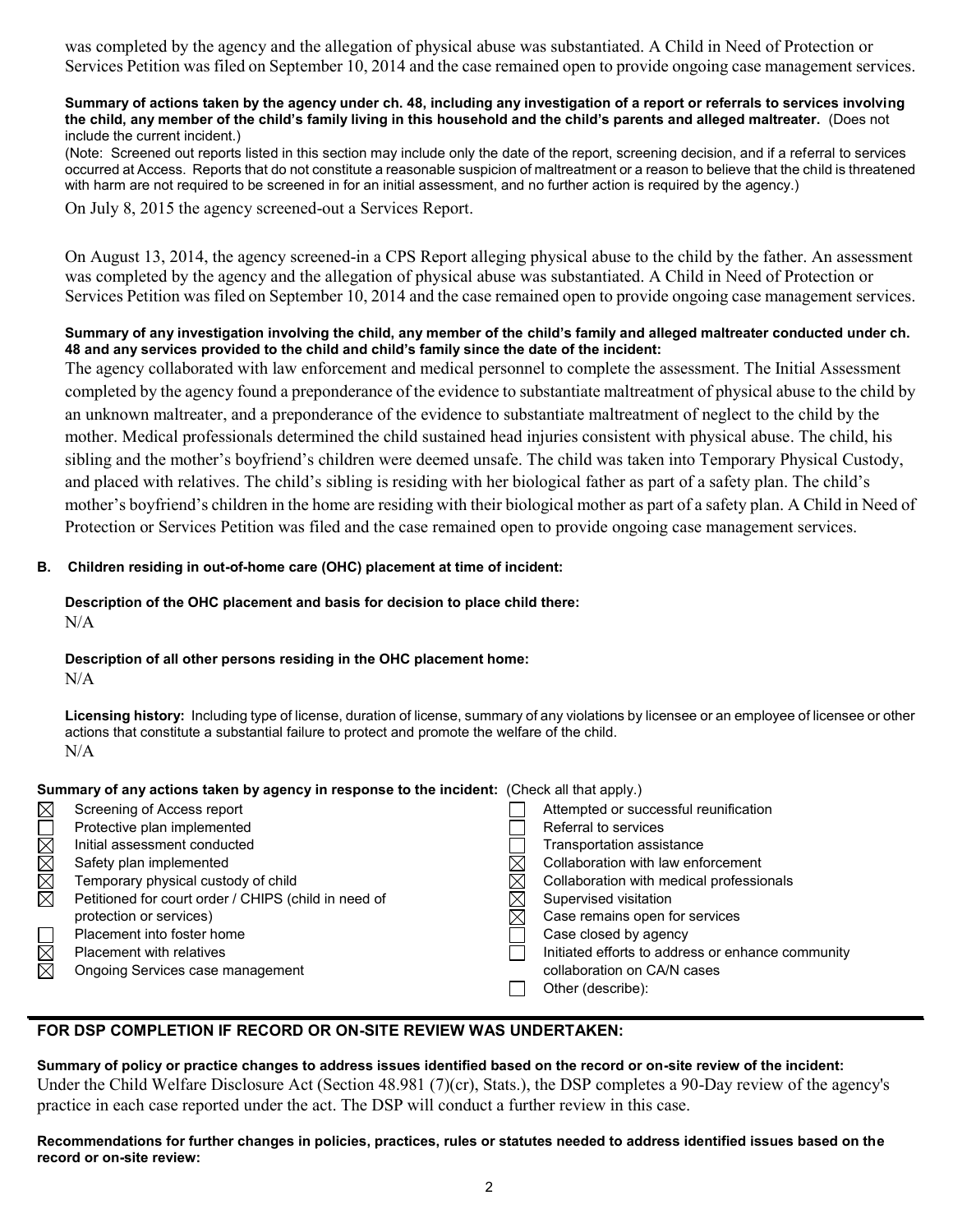was completed by the agency and the allegation of physical abuse was substantiated. A Child in Need of Protection or Services Petition was filed on September 10, 2014 and the case remained open to provide ongoing case management services.

**Summary of actions taken by the agency under ch. 48, including any investigation of a report or referrals to services involving the child, any member of the child's family living in this household and the child's parents and alleged maltreater.** (Does not include the current incident.)

(Note: Screened out reports listed in this section may include only the date of the report, screening decision, and if a referral to services occurred at Access. Reports that do not constitute a reasonable suspicion of maltreatment or a reason to believe that the child is threatened with harm are not required to be screened in for an initial assessment, and no further action is required by the agency.)

On July 8, 2015 the agency screened-out a Services Report.

On August 13, 2014, the agency screened-in a CPS Report alleging physical abuse to the child by the father. An assessment was completed by the agency and the allegation of physical abuse was substantiated. A Child in Need of Protection or Services Petition was filed on September 10, 2014 and the case remained open to provide ongoing case management services.

**Summary of any investigation involving the child, any member of the child's family and alleged maltreater conducted under ch. 48 and any services provided to the child and child's family since the date of the incident:**

The agency collaborated with law enforcement and medical personnel to complete the assessment. The Initial Assessment completed by the agency found a preponderance of the evidence to substantiate maltreatment of physical abuse to the child by an unknown maltreater, and a preponderance of the evidence to substantiate maltreatment of neglect to the child by the mother. Medical professionals determined the child sustained head injuries consistent with physical abuse. The child, his sibling and the mother's boyfriend's children were deemed unsafe. The child was taken into Temporary Physical Custody, and placed with relatives. The child's sibling is residing with her biological father as part of a safety plan. The child's mother's boyfriend's children in the home are residing with their biological mother as part of a safety plan. A Child in Need of Protection or Services Petition was filed and the case remained open to provide ongoing case management services.

**B. Children residing in out-of-home care (OHC) placement at time of incident:**

**Description of the OHC placement and basis for decision to place child there:**

N/A

**Description of all other persons residing in the OHC placement home:**

N/A

**Licensing history:** Including type of license, duration of license, summary of any violations by licensee or an employee of licensee or other actions that constitute a substantial failure to protect and promote the welfare of the child.

N/A

**Summary of any actions taken by agency in response to the incident:** (Check all that apply.)

| | | | |
|---|---|---|---|
| ☒ | Screening of Access report | ☐ | Attempted or successful reunification |
| ☐ | Protective plan implemented | ☐ | Referral to services |
| ☒ | Initial assessment conducted | ☐ | Transportation assistance |
| ☒ | Safety plan implemented | ☒ | Collaboration with law enforcement |
| ☒ | Temporary physical custody of child | ☒ | Collaboration with medical professionals |
| ☒ | Petitioned for court order / CHIPS (child in need of protection or services) | ☒ | Supervised visitation |
| | | ☒ | Case remains open for services |
| ☐ | Placement into foster home | ☐ | Case closed by agency |
| ☒ | Placement with relatives | ☐ | Initiated efforts to address or enhance community collaboration on CA/N cases |
| ☒ | Ongoing Services case management | ☐ | Other (describe): |

## FOR DSP COMPLETION IF RECORD OR ON-SITE REVIEW WAS UNDERTAKEN:

**Summary of policy or practice changes to address issues identified based on the record or on-site review of the incident:**

Under the Child Welfare Disclosure Act (Section 48.981 (7)(cr), Stats.), the DSP completes a 90-Day review of the agency's practice in each case reported under the act. The DSP will conduct a further review in this case.

**Recommendations for further changes in policies, practices, rules or statutes needed to address identified issues based on the record or on-site review:**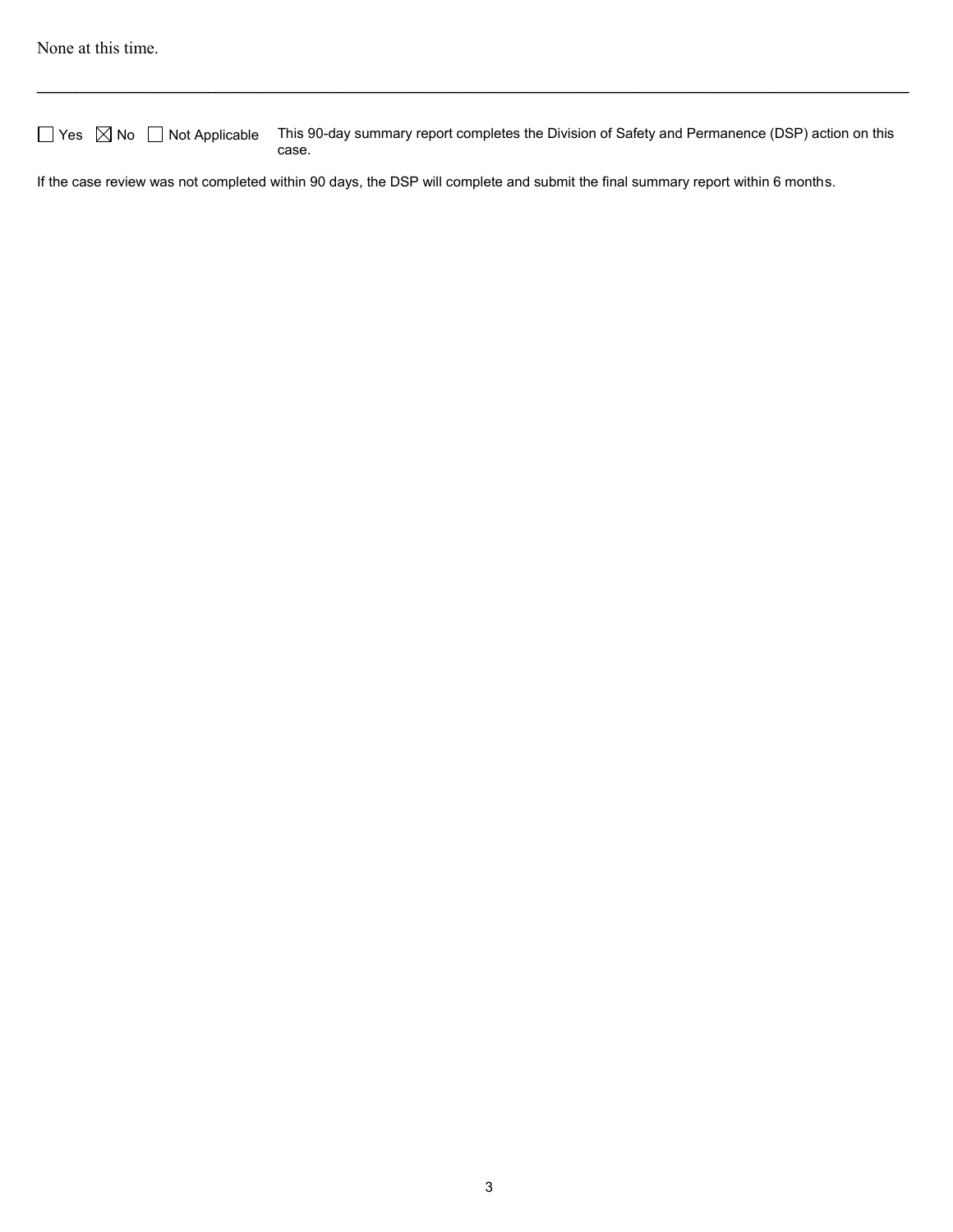None at this time.

---

☐ Yes ☒ No ☐ Not Applicable This 90-day summary report completes the Division of Safety and Permanence (DSP) action on this case.

If the case review was not completed within 90 days, the DSP will complete and submit the final summary report within 6 months.